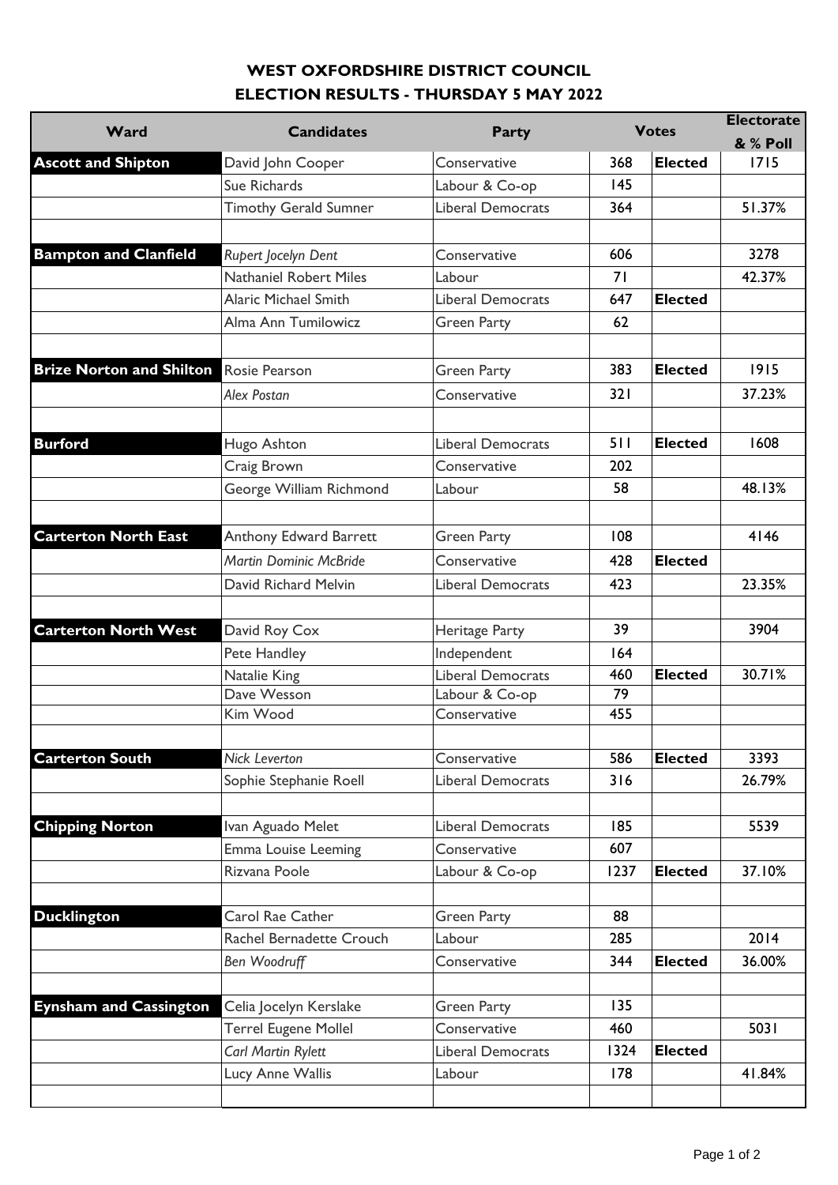# WEST OXFORDSHIRE DISTRICT COUNCIL
## ELECTION RESULTS - THURSDAY 5 MAY 2022

| Ward | Candidates | Party | Votes | | Electorate & % Poll |
|---|---|---|---|---|---|
| **Ascott and Shipton** | David John Cooper | Conservative | 368 | **Elected** | 1715 |
| | Sue Richards | Labour & Co-op | 145 | | |
| | Timothy Gerald Sumner | Liberal Democrats | 364 | | 51.37% |
| | | | | | |
| **Bampton and Clanfield** | *Rupert Jocelyn Dent* | Conservative | 606 | | 3278 |
| | Nathaniel Robert Miles | Labour | 71 | | 42.37% |
| | Alaric Michael Smith | Liberal Democrats | 647 | **Elected** | |
| | Alma Ann Tumilowicz | Green Party | 62 | | |
| | | | | | |
| **Brize Norton and Shilton** | Rosie Pearson | Green Party | 383 | **Elected** | 1915 |
| | *Alex Postan* | Conservative | 321 | | 37.23% |
| | | | | | |
| **Burford** | Hugo Ashton | Liberal Democrats | 511 | **Elected** | 1608 |
| | Craig Brown | Conservative | 202 | | |
| | George William Richmond | Labour | 58 | | 48.13% |
| | | | | | |
| **Carterton North East** | Anthony Edward Barrett | Green Party | 108 | | 4146 |
| | *Martin Dominic McBride* | Conservative | 428 | **Elected** | |
| | David Richard Melvin | Liberal Democrats | 423 | | 23.35% |
| | | | | | |
| **Carterton North West** | David Roy Cox | Heritage Party | 39 | | 3904 |
| | Pete Handley | Independent | 164 | | |
| | Natalie King | Liberal Democrats | 460 | **Elected** | 30.71% |
| | Dave Wesson | Labour & Co-op | 79 | | |
| | Kim Wood | Conservative | 455 | | |
| | | | | | |
| **Carterton South** | *Nick Leverton* | Conservative | 586 | **Elected** | 3393 |
| | Sophie Stephanie Roell | Liberal Democrats | 316 | | 26.79% |
| | | | | | |
| **Chipping Norton** | Ivan Aguado Melet | Liberal Democrats | 185 | | 5539 |
| | Emma Louise Leeming | Conservative | 607 | | |
| | Rizvana Poole | Labour & Co-op | 1237 | **Elected** | 37.10% |
| | | | | | |
| **Ducklington** | Carol Rae Cather | Green Party | 88 | | |
| | Rachel Bernadette Crouch | Labour | 285 | | 2014 |
| | *Ben Woodruff* | Conservative | 344 | **Elected** | 36.00% |
| | | | | | |
| **Eynsham and Cassington** | Celia Jocelyn Kerslake | Green Party | 135 | | |
| | Terrel Eugene Mollel | Conservative | 460 | | 5031 |
| | *Carl Martin Rylett* | Liberal Democrats | 1324 | **Elected** | |
| | Lucy Anne Wallis | Labour | 178 | | 41.84% |
| | | | | | |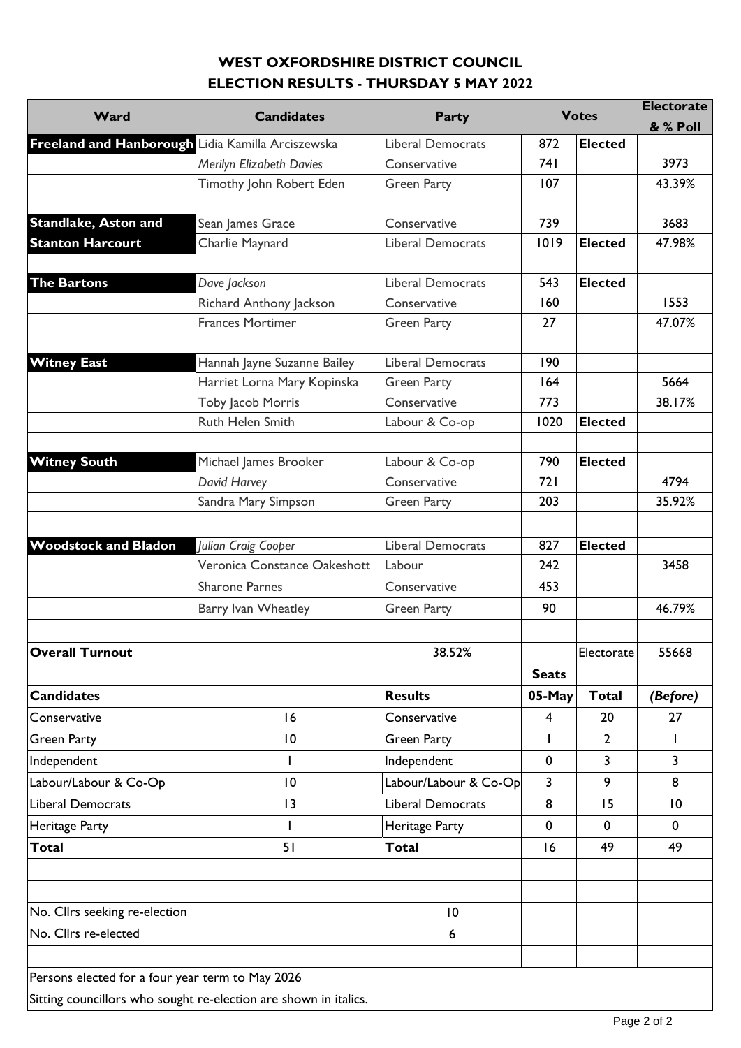# WEST OXFORDSHIRE DISTRICT COUNCIL
## ELECTION RESULTS - THURSDAY 5 MAY 2022

| Ward | Candidates | Party | Votes | | Electorate & % Poll |
|---|---|---|---|---|---|
| **Freeland and Hanborough** | Lidia Kamilla Arciszewska | Liberal Democrats | 872 | **Elected** | |
| | *Merilyn Elizabeth Davies* | Conservative | 741 | | 3973 |
| | Timothy John Robert Eden | Green Party | 107 | | 43.39% |
| | | | | | |
| **Standlake, Aston and Stanton Harcourt** | Sean James Grace | Conservative | 739 | | 3683 |
| | Charlie Maynard | Liberal Democrats | 1019 | **Elected** | 47.98% |
| | | | | | |
| **The Bartons** | *Dave Jackson* | Liberal Democrats | 543 | **Elected** | |
| | Richard Anthony Jackson | Conservative | 160 | | 1553 |
| | Frances Mortimer | Green Party | 27 | | 47.07% |
| | | | | | |
| **Witney East** | Hannah Jayne Suzanne Bailey | Liberal Democrats | 190 | | |
| | Harriet Lorna Mary Kopinska | Green Party | 164 | | 5664 |
| | Toby Jacob Morris | Conservative | 773 | | 38.17% |
| | Ruth Helen Smith | Labour & Co-op | 1020 | **Elected** | |
| | | | | | |
| **Witney South** | Michael James Brooker | Labour & Co-op | 790 | **Elected** | |
| | *David Harvey* | Conservative | 721 | | 4794 |
| | Sandra Mary Simpson | Green Party | 203 | | 35.92% |
| | | | | | |
| **Woodstock and Bladon** | *Julian Craig Cooper* | Liberal Democrats | 827 | **Elected** | |
| | Veronica Constance Oakeshott | Labour | 242 | | 3458 |
| | Sharone Parnes | Conservative | 453 | | |
| | Barry Ivan Wheatley | Green Party | 90 | | 46.79% |
| | | | | | |
| **Overall Turnout** | | 38.52% | | Electorate | 55668 |
| | | | **Seats** | | |
| **Candidates** | | **Results** | **05-May** | **Total** | ***(Before)*** |
| Conservative | 16 | Conservative | 4 | 20 | 27 |
| Green Party | 10 | Green Party | 1 | 2 | 1 |
| Independent | 1 | Independent | 0 | 3 | 3 |
| Labour/Labour & Co-Op | 10 | Labour/Labour & Co-Op | 3 | 9 | 8 |
| Liberal Democrats | 13 | Liberal Democrats | 8 | 15 | 10 |
| Heritage Party | 1 | Heritage Party | 0 | 0 | 0 |
| **Total** | 51 | **Total** | 16 | 49 | 49 |
| | | | | | |
| | | | | | |
| No. Cllrs seeking re-election | | 10 | | | |
| No. Cllrs re-elected | | 6 | | | |

Persons elected for a four year term to May 2026

Sitting councillors who sought re-election are shown in italics.